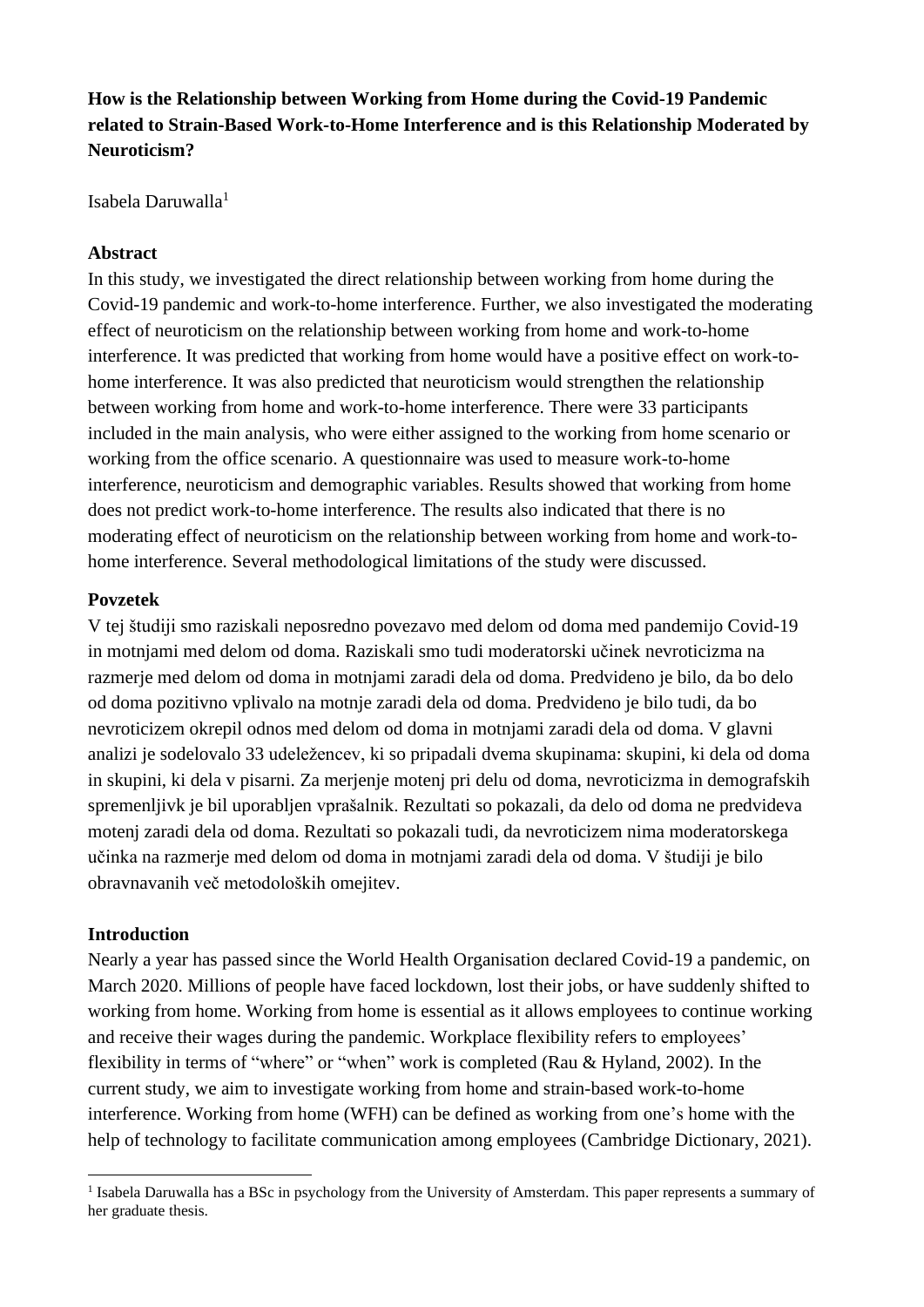# How is the Relationship between Working from Home during the Covid-19 Pandemic related to Strain-Based Work-to-Home Interference and is this Relationship Moderated by Neuroticism?

Isabela Daruwalla[1]

## Abstract

In this study, we investigated the direct relationship between working from home during the Covid-19 pandemic and work-to-home interference. Further, we also investigated the moderating effect of neuroticism on the relationship between working from home and work-to-home interference. It was predicted that working from home would have a positive effect on work-to-home interference. It was also predicted that neuroticism would strengthen the relationship between working from home and work-to-home interference. There were 33 participants included in the main analysis, who were either assigned to the working from home scenario or working from the office scenario. A questionnaire was used to measure work-to-home interference, neuroticism and demographic variables. Results showed that working from home does not predict work-to-home interference. The results also indicated that there is no moderating effect of neuroticism on the relationship between working from home and work-to-home interference. Several methodological limitations of the study were discussed.

## Povzetek

V tej študiji smo raziskali neposredno povezavo med delom od doma med pandemijo Covid-19 in motnjami med delom od doma. Raziskali smo tudi moderatorski učinek nevroticizma na razmerje med delom od doma in motnjami zaradi dela od doma. Predvideno je bilo, da bo delo od doma pozitivno vplivalo na motnje zaradi dela od doma. Predvideno je bilo tudi, da bo nevroticizem okrepil odnos med delom od doma in motnjami zaradi dela od doma. V glavni analizi je sodelovalo 33 udeležencev, ki so pripadali dvema skupinama: skupini, ki dela od doma in skupini, ki dela v pisarni. Za merjenje motenj pri delu od doma, nevroticizma in demografskih spremenljivk je bil uporabljen vprašalnik. Rezultati so pokazali, da delo od doma ne predvideva motenj zaradi dela od doma. Rezultati so pokazali tudi, da nevroticizem nima moderatorskega učinka na razmerje med delom od doma in motnjami zaradi dela od doma. V študiji je bilo obravnavanih več metodoloških omejitev.

## Introduction

Nearly a year has passed since the World Health Organisation declared Covid-19 a pandemic, on March 2020. Millions of people have faced lockdown, lost their jobs, or have suddenly shifted to working from home. Working from home is essential as it allows employees to continue working and receive their wages during the pandemic. Workplace flexibility refers to employees' flexibility in terms of "where" or "when" work is completed (Rau & Hyland, 2002). In the current study, we aim to investigate working from home and strain-based work-to-home interference. Working from home (WFH) can be defined as working from one's home with the help of technology to facilitate communication among employees (Cambridge Dictionary, 2021).

---

[1] Isabela Daruwalla has a BSc in psychology from the University of Amsterdam. This paper represents a summary of her graduate thesis.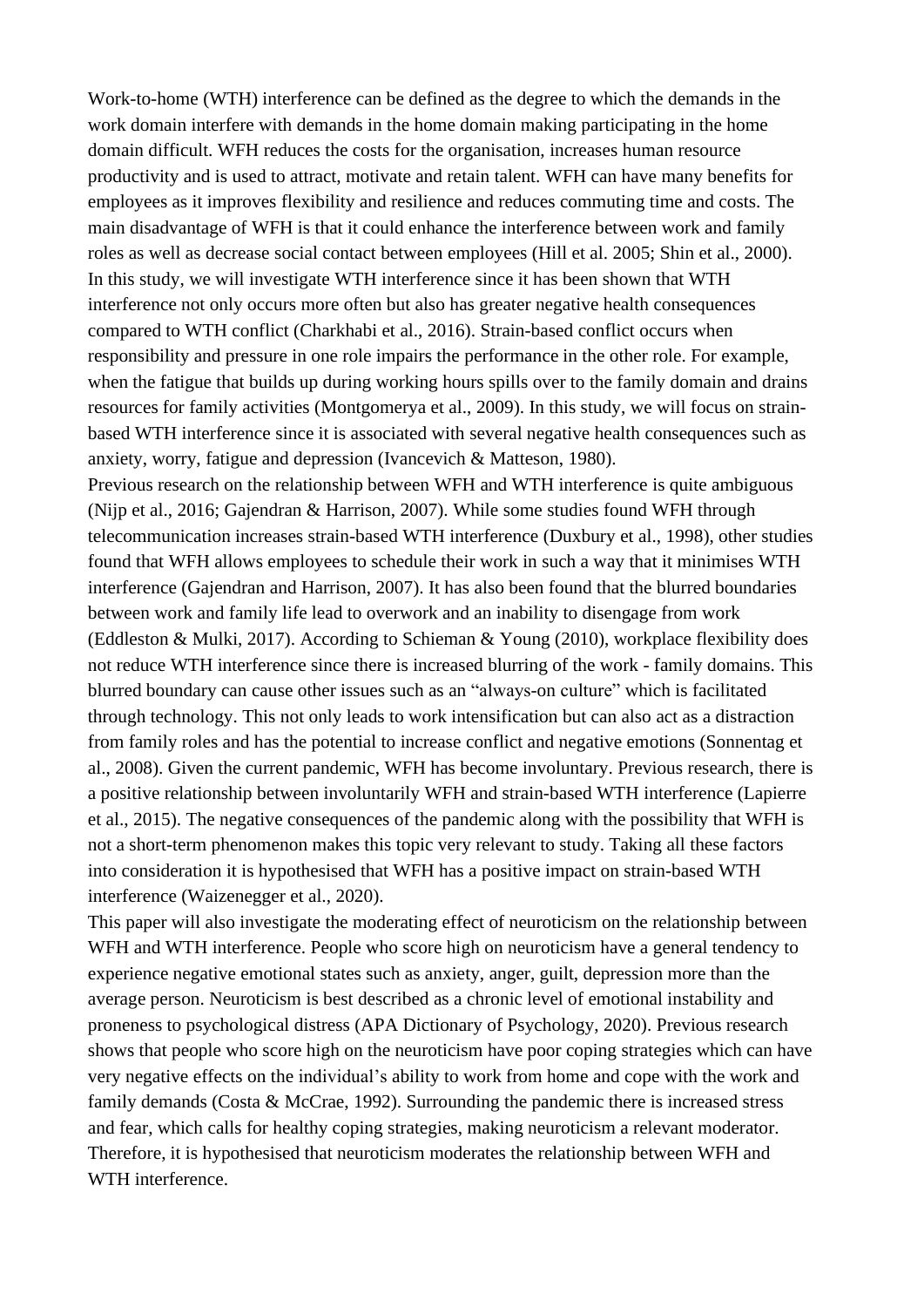Work-to-home (WTH) interference can be defined as the degree to which the demands in the work domain interfere with demands in the home domain making participating in the home domain difficult. WFH reduces the costs for the organisation, increases human resource productivity and is used to attract, motivate and retain talent. WFH can have many benefits for employees as it improves flexibility and resilience and reduces commuting time and costs. The main disadvantage of WFH is that it could enhance the interference between work and family roles as well as decrease social contact between employees (Hill et al. 2005; Shin et al., 2000). In this study, we will investigate WTH interference since it has been shown that WTH interference not only occurs more often but also has greater negative health consequences compared to WTH conflict (Charkhabi et al., 2016). Strain-based conflict occurs when responsibility and pressure in one role impairs the performance in the other role. For example, when the fatigue that builds up during working hours spills over to the family domain and drains resources for family activities (Montgomerya et al., 2009). In this study, we will focus on strain-based WTH interference since it is associated with several negative health consequences such as anxiety, worry, fatigue and depression (Ivancevich & Matteson, 1980).

Previous research on the relationship between WFH and WTH interference is quite ambiguous (Nijp et al., 2016; Gajendran & Harrison, 2007). While some studies found WFH through telecommunication increases strain-based WTH interference (Duxbury et al., 1998), other studies found that WFH allows employees to schedule their work in such a way that it minimises WTH interference (Gajendran and Harrison, 2007). It has also been found that the blurred boundaries between work and family life lead to overwork and an inability to disengage from work (Eddleston & Mulki, 2017). According to Schieman & Young (2010), workplace flexibility does not reduce WTH interference since there is increased blurring of the work - family domains. This blurred boundary can cause other issues such as an "always-on culture" which is facilitated through technology. This not only leads to work intensification but can also act as a distraction from family roles and has the potential to increase conflict and negative emotions (Sonnentag et al., 2008). Given the current pandemic, WFH has become involuntary. Previous research, there is a positive relationship between involuntarily WFH and strain-based WTH interference (Lapierre et al., 2015). The negative consequences of the pandemic along with the possibility that WFH is not a short-term phenomenon makes this topic very relevant to study. Taking all these factors into consideration it is hypothesised that WFH has a positive impact on strain-based WTH interference (Waizenegger et al., 2020).

This paper will also investigate the moderating effect of neuroticism on the relationship between WFH and WTH interference. People who score high on neuroticism have a general tendency to experience negative emotional states such as anxiety, anger, guilt, depression more than the average person. Neuroticism is best described as a chronic level of emotional instability and proneness to psychological distress (APA Dictionary of Psychology, 2020). Previous research shows that people who score high on the neuroticism have poor coping strategies which can have very negative effects on the individual's ability to work from home and cope with the work and family demands (Costa & McCrae, 1992). Surrounding the pandemic there is increased stress and fear, which calls for healthy coping strategies, making neuroticism a relevant moderator. Therefore, it is hypothesised that neuroticism moderates the relationship between WFH and WTH interference.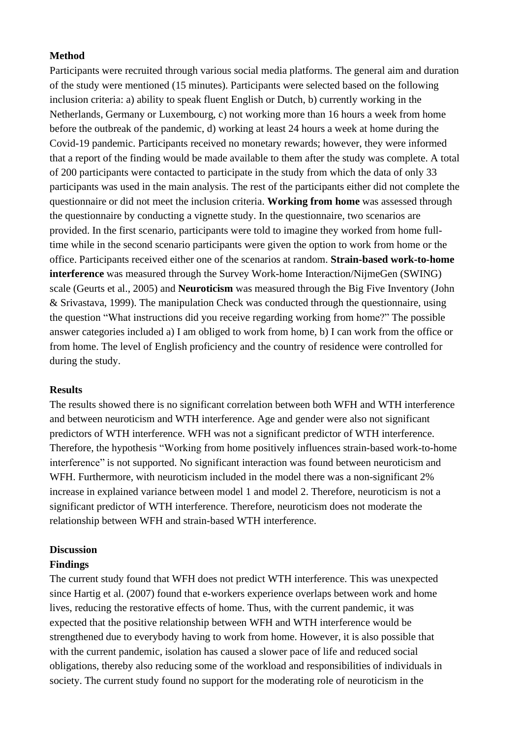**Method**

Participants were recruited through various social media platforms. The general aim and duration of the study were mentioned (15 minutes). Participants were selected based on the following inclusion criteria: a) ability to speak fluent English or Dutch, b) currently working in the Netherlands, Germany or Luxembourg, c) not working more than 16 hours a week from home before the outbreak of the pandemic, d) working at least 24 hours a week at home during the Covid-19 pandemic. Participants received no monetary rewards; however, they were informed that a report of the finding would be made available to them after the study was complete. A total of 200 participants were contacted to participate in the study from which the data of only 33 participants was used in the main analysis. The rest of the participants either did not complete the questionnaire or did not meet the inclusion criteria. **Working from home** was assessed through the questionnaire by conducting a vignette study. In the questionnaire, two scenarios are provided. In the first scenario, participants were told to imagine they worked from home full-time while in the second scenario participants were given the option to work from home or the office. Participants received either one of the scenarios at random. **Strain-based work-to-home interference** was measured through the Survey Work-home Interaction/NijmeGen (SWING) scale (Geurts et al., 2005) and **Neuroticism** was measured through the Big Five Inventory (John & Srivastava, 1999). The manipulation Check was conducted through the questionnaire, using the question "What instructions did you receive regarding working from home?" The possible answer categories included a) I am obliged to work from home, b) I can work from the office or from home. The level of English proficiency and the country of residence were controlled for during the study.

**Results**

The results showed there is no significant correlation between both WFH and WTH interference and between neuroticism and WTH interference. Age and gender were also not significant predictors of WTH interference. WFH was not a significant predictor of WTH interference. Therefore, the hypothesis "Working from home positively influences strain-based work-to-home interference" is not supported. No significant interaction was found between neuroticism and WFH. Furthermore, with neuroticism included in the model there was a non-significant 2% increase in explained variance between model 1 and model 2. Therefore, neuroticism is not a significant predictor of WTH interference. Therefore, neuroticism does not moderate the relationship between WFH and strain-based WTH interference.

**Discussion**

**Findings**

The current study found that WFH does not predict WTH interference. This was unexpected since Hartig et al. (2007) found that e-workers experience overlaps between work and home lives, reducing the restorative effects of home. Thus, with the current pandemic, it was expected that the positive relationship between WFH and WTH interference would be strengthened due to everybody having to work from home. However, it is also possible that with the current pandemic, isolation has caused a slower pace of life and reduced social obligations, thereby also reducing some of the workload and responsibilities of individuals in society. The current study found no support for the moderating role of neuroticism in the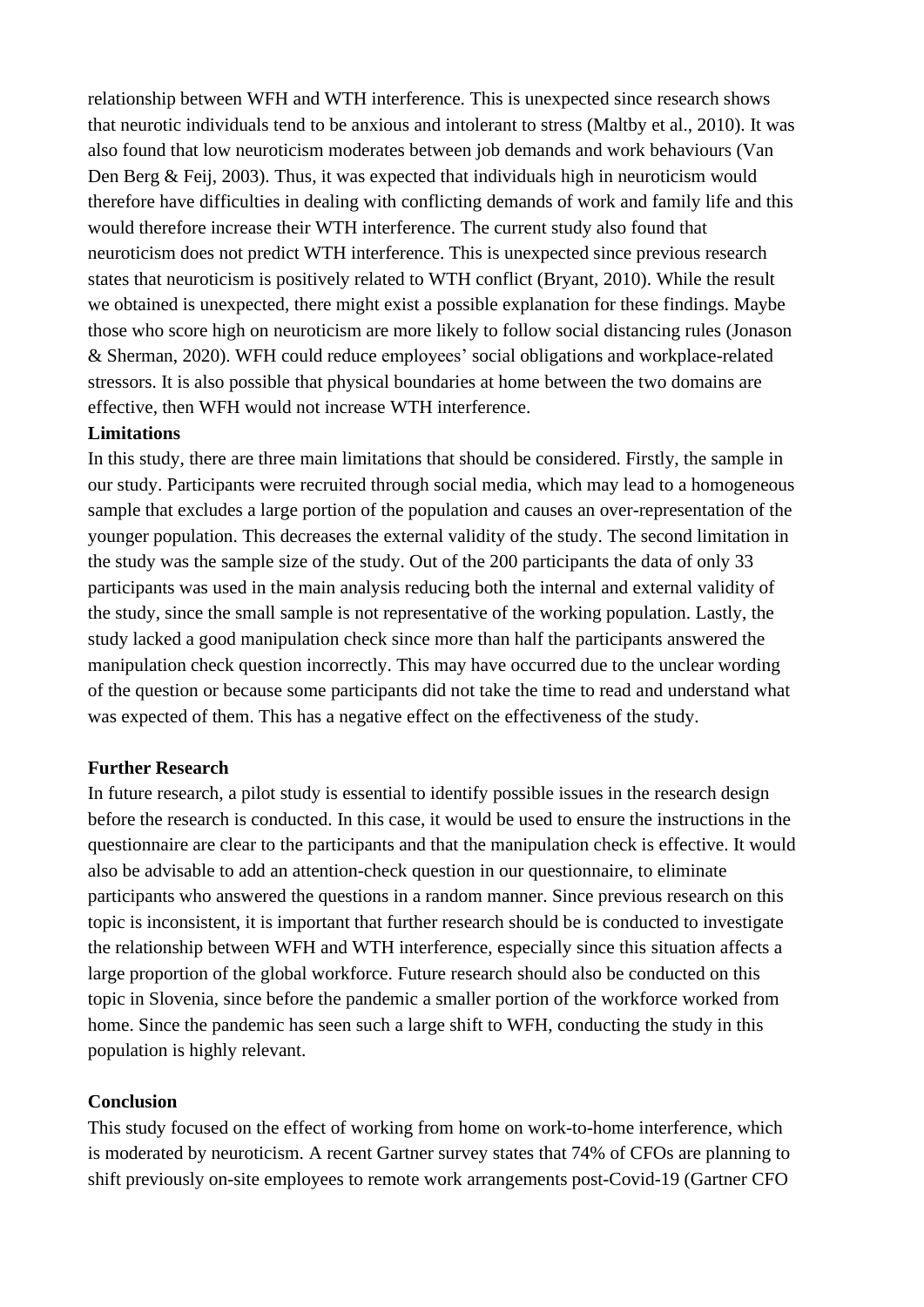relationship between WFH and WTH interference. This is unexpected since research shows that neurotic individuals tend to be anxious and intolerant to stress (Maltby et al., 2010). It was also found that low neuroticism moderates between job demands and work behaviours (Van Den Berg & Feij, 2003). Thus, it was expected that individuals high in neuroticism would therefore have difficulties in dealing with conflicting demands of work and family life and this would therefore increase their WTH interference. The current study also found that neuroticism does not predict WTH interference. This is unexpected since previous research states that neuroticism is positively related to WTH conflict (Bryant, 2010). While the result we obtained is unexpected, there might exist a possible explanation for these findings. Maybe those who score high on neuroticism are more likely to follow social distancing rules (Jonason & Sherman, 2020). WFH could reduce employees' social obligations and workplace-related stressors. It is also possible that physical boundaries at home between the two domains are effective, then WFH would not increase WTH interference.

**Limitations**

In this study, there are three main limitations that should be considered. Firstly, the sample in our study. Participants were recruited through social media, which may lead to a homogeneous sample that excludes a large portion of the population and causes an over-representation of the younger population. This decreases the external validity of the study. The second limitation in the study was the sample size of the study. Out of the 200 participants the data of only 33 participants was used in the main analysis reducing both the internal and external validity of the study, since the small sample is not representative of the working population. Lastly, the study lacked a good manipulation check since more than half the participants answered the manipulation check question incorrectly. This may have occurred due to the unclear wording of the question or because some participants did not take the time to read and understand what was expected of them. This has a negative effect on the effectiveness of the study.

**Further Research**

In future research, a pilot study is essential to identify possible issues in the research design before the research is conducted. In this case, it would be used to ensure the instructions in the questionnaire are clear to the participants and that the manipulation check is effective. It would also be advisable to add an attention-check question in our questionnaire, to eliminate participants who answered the questions in a random manner. Since previous research on this topic is inconsistent, it is important that further research should be is conducted to investigate the relationship between WFH and WTH interference, especially since this situation affects a large proportion of the global workforce. Future research should also be conducted on this topic in Slovenia, since before the pandemic a smaller portion of the workforce worked from home. Since the pandemic has seen such a large shift to WFH, conducting the study in this population is highly relevant.

**Conclusion**

This study focused on the effect of working from home on work-to-home interference, which is moderated by neuroticism. A recent Gartner survey states that 74% of CFOs are planning to shift previously on-site employees to remote work arrangements post-Covid-19 (Gartner CFO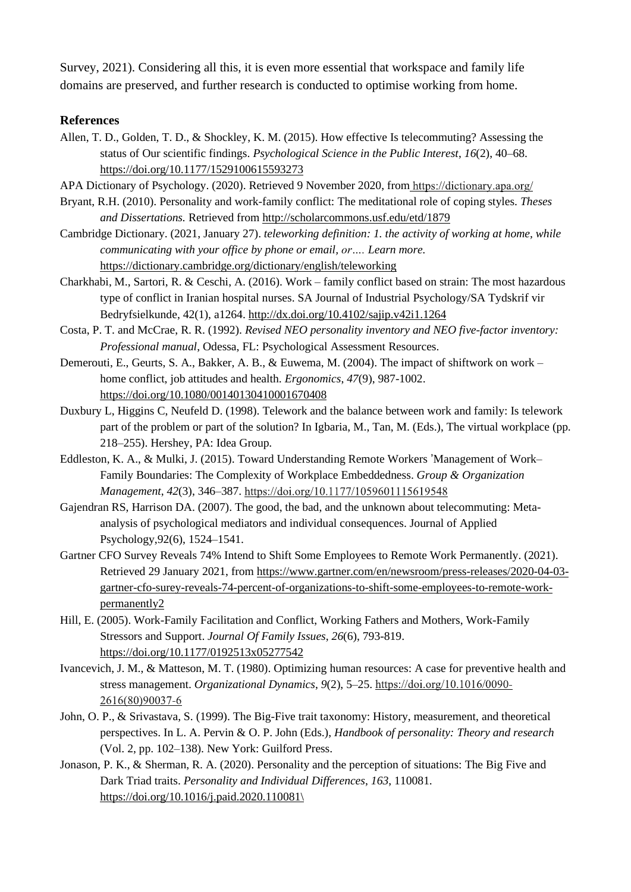Survey, 2021). Considering all this, it is even more essential that workspace and family life domains are preserved, and further research is conducted to optimise working from home.

**References**

Allen, T. D., Golden, T. D., & Shockley, K. M. (2015). How effective Is telecommuting? Assessing the status of Our scientific findings. *Psychological Science in the Public Interest*, *16*(2), 40–68. https://doi.org/10.1177/1529100615593273

APA Dictionary of Psychology. (2020). Retrieved 9 November 2020, from https://dictionary.apa.org/

Bryant, R.H. (2010). Personality and work-family conflict: The meditational role of coping styles. *Theses and Dissertations.* Retrieved from http://scholarcommons.usf.edu/etd/1879

Cambridge Dictionary. (2021, January 27). *teleworking definition: 1. the activity of working at home, while communicating with your office by phone or email, or…. Learn more.* https://dictionary.cambridge.org/dictionary/english/teleworking

Charkhabi, M., Sartori, R. & Ceschi, A. (2016). Work – family conflict based on strain: The most hazardous type of conflict in Iranian hospital nurses. SA Journal of Industrial Psychology/SA Tydskrif vir Bedryfsielkunde, 42(1), a1264. http://dx.doi.org/10.4102/sajip.v42i1.1264

Costa, P. T. and McCrae, R. R. (1992). *Revised NEO personality inventory and NEO five-factor inventory: Professional manual*, Odessa, FL: Psychological Assessment Resources.

Demerouti, E., Geurts, S. A., Bakker, A. B., & Euwema, M. (2004). The impact of shiftwork on work – home conflict, job attitudes and health. *Ergonomics*, *47*(9), 987-1002. https://doi.org/10.1080/00140130410001670408

Duxbury L, Higgins C, Neufeld D. (1998). Telework and the balance between work and family: Is telework part of the problem or part of the solution? In Igbaria, M., Tan, M. (Eds.), The virtual workplace (pp. 218–255). Hershey, PA: Idea Group.

Eddleston, K. A., & Mulki, J. (2015). Toward Understanding Remote Workers 'Management of Work–Family Boundaries: The Complexity of Workplace Embeddedness. *Group & Organization Management*, *42*(3), 346–387. https://doi.org/10.1177/1059601115619548

Gajendran RS, Harrison DA. (2007). The good, the bad, and the unknown about telecommuting: Meta-analysis of psychological mediators and individual consequences. Journal of Applied Psychology,92(6), 1524–1541.

Gartner CFO Survey Reveals 74% Intend to Shift Some Employees to Remote Work Permanently. (2021). Retrieved 29 January 2021, from https://www.gartner.com/en/newsroom/press-releases/2020-04-03-gartner-cfo-surey-reveals-74-percent-of-organizations-to-shift-some-employees-to-remote-work-permanently2

Hill, E. (2005). Work-Family Facilitation and Conflict, Working Fathers and Mothers, Work-Family Stressors and Support. *Journal Of Family Issues*, *26*(6), 793-819. https://doi.org/10.1177/0192513x05277542

Ivancevich, J. M., & Matteson, M. T. (1980). Optimizing human resources: A case for preventive health and stress management. *Organizational Dynamics*, *9*(2), 5–25. https://doi.org/10.1016/0090-2616(80)90037-6

John, O. P., & Srivastava, S. (1999). The Big-Five trait taxonomy: History, measurement, and theoretical perspectives. In L. A. Pervin & O. P. John (Eds.), *Handbook of personality: Theory and research* (Vol. 2, pp. 102–138). New York: Guilford Press.

Jonason, P. K., & Sherman, R. A. (2020). Personality and the perception of situations: The Big Five and Dark Triad traits. *Personality and Individual Differences*, *163*, 110081. https://doi.org/10.1016/j.paid.2020.110081\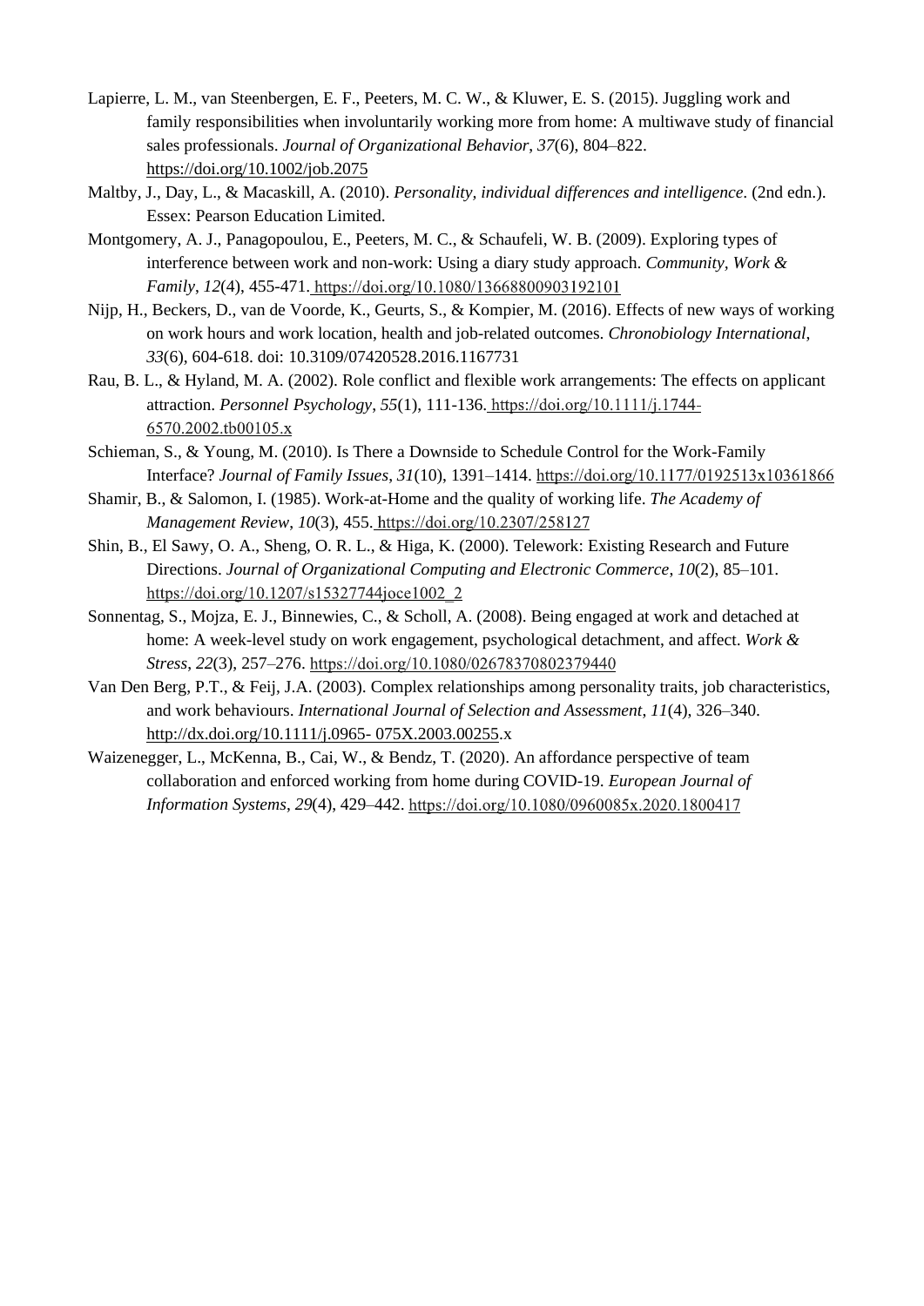Lapierre, L. M., van Steenbergen, E. F., Peeters, M. C. W., & Kluwer, E. S. (2015). Juggling work and family responsibilities when involuntarily working more from home: A multiwave study of financial sales professionals. *Journal of Organizational Behavior*, *37*(6), 804–822. https://doi.org/10.1002/job.2075

Maltby, J., Day, L., & Macaskill, A. (2010). *Personality, individual differences and intelligence*. (2nd edn.). Essex: Pearson Education Limited.

Montgomery, A. J., Panagopoulou, E., Peeters, M. C., & Schaufeli, W. B. (2009). Exploring types of interference between work and non-work: Using a diary study approach. *Community, Work & Family*, *12*(4), 455-471. https://doi.org/10.1080/13668800903192101

Nijp, H., Beckers, D., van de Voorde, K., Geurts, S., & Kompier, M. (2016). Effects of new ways of working on work hours and work location, health and job-related outcomes. *Chronobiology International*, *33*(6), 604-618. doi: 10.3109/07420528.2016.1167731

Rau, B. L., & Hyland, M. A. (2002). Role conflict and flexible work arrangements: The effects on applicant attraction. *Personnel Psychology*, *55*(1), 111-136. https://doi.org/10.1111/j.1744-6570.2002.tb00105.x

Schieman, S., & Young, M. (2010). Is There a Downside to Schedule Control for the Work-Family Interface? *Journal of Family Issues*, *31*(10), 1391–1414. https://doi.org/10.1177/0192513x10361866

Shamir, B., & Salomon, I. (1985). Work-at-Home and the quality of working life. *The Academy of Management Review*, *10*(3), 455. https://doi.org/10.2307/258127

Shin, B., El Sawy, O. A., Sheng, O. R. L., & Higa, K. (2000). Telework: Existing Research and Future Directions. *Journal of Organizational Computing and Electronic Commerce*, *10*(2), 85–101. https://doi.org/10.1207/s15327744joce1002_2

Sonnentag, S., Mojza, E. J., Binnewies, C., & Scholl, A. (2008). Being engaged at work and detached at home: A week-level study on work engagement, psychological detachment, and affect. *Work & Stress*, *22*(3), 257–276. https://doi.org/10.1080/02678370802379440

Van Den Berg, P.T., & Feij, J.A. (2003). Complex relationships among personality traits, job characteristics, and work behaviours. *International Journal of Selection and Assessment*, *11*(4), 326–340. http://dx.doi.org/10.1111/j.0965- 075X.2003.00255.x

Waizenegger, L., McKenna, B., Cai, W., & Bendz, T. (2020). An affordance perspective of team collaboration and enforced working from home during COVID-19. *European Journal of Information Systems*, *29*(4), 429–442. https://doi.org/10.1080/0960085x.2020.1800417